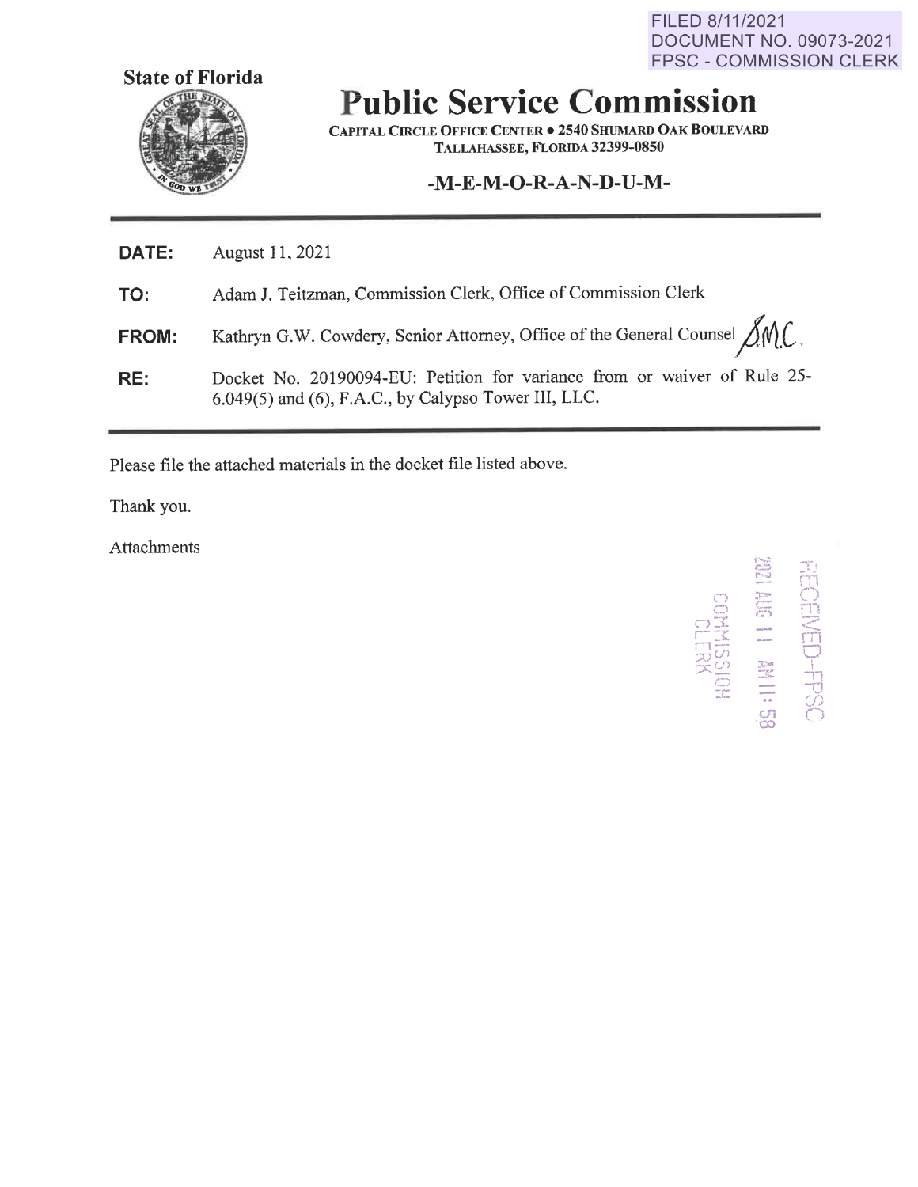FILED 8/11/2021
DOCUMENT NO. 09073-2021
FPSC - COMMISSION CLERK

**State of Florida**

# Public Service Commission

CAPITAL CIRCLE OFFICE CENTER • 2540 SHUMARD OAK BOULEVARD
TALLAHASSEE, FLORIDA 32399-0850

## -M-E-M-O-R-A-N-D-U-M-

**DATE:** August 11, 2021

**TO:** Adam J. Teitzman, Commission Clerk, Office of Commission Clerk

**FROM:** Kathryn G.W. Cowdery, Senior Attorney, Office of the General Counsel SMC.

**RE:** Docket No. 20190094-EU: Petition for variance from or waiver of Rule 25-6.049(5) and (6), F.A.C., by Calypso Tower III, LLC.

Please file the attached materials in the docket file listed above.

Thank you.

Attachments

RECEIVED-FPSC
2021 AUG 11 AM 11:58
COMMISSION CLERK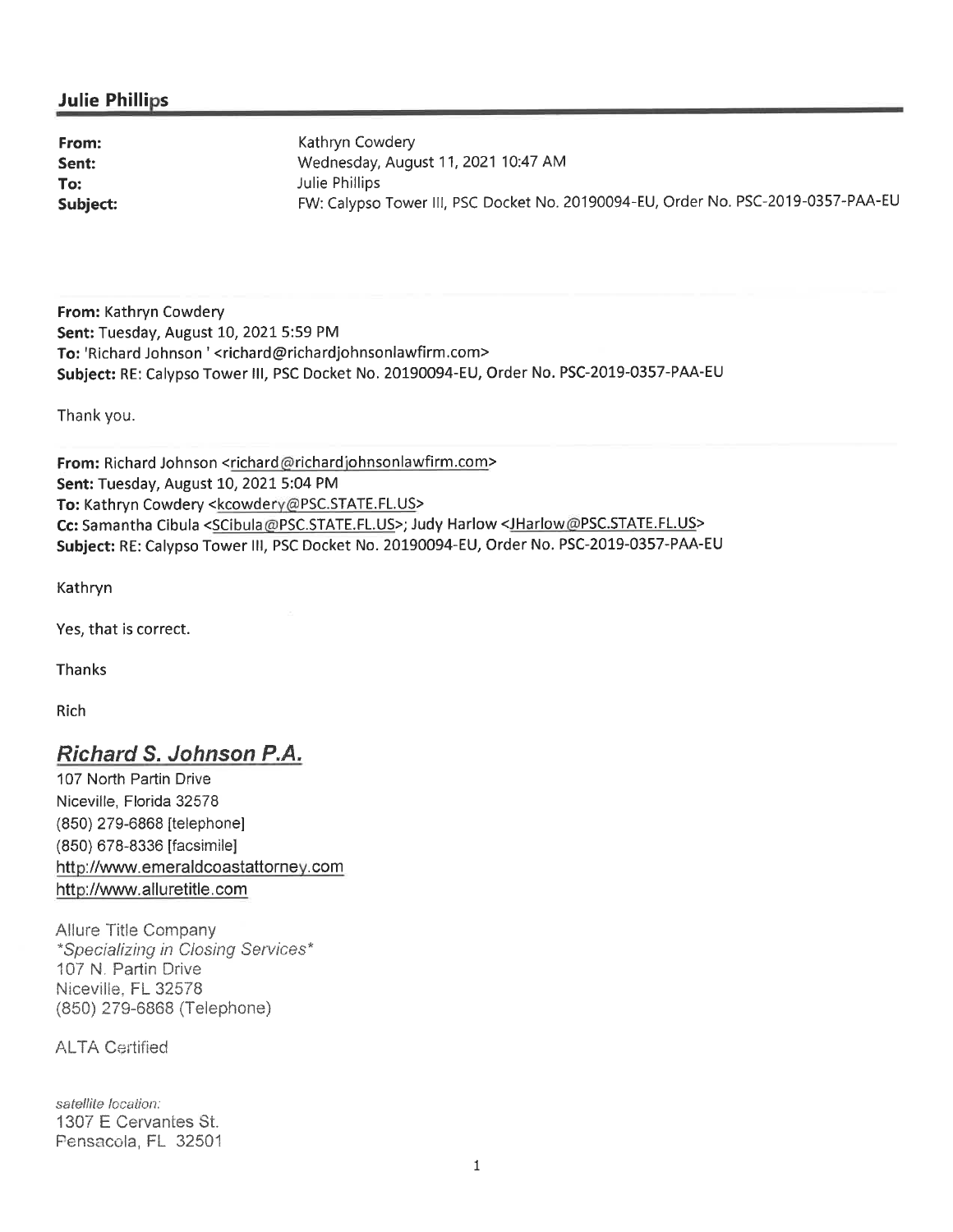## Julie Phillips

**From:** Kathryn Cowdery
**Sent:** Wednesday, August 11, 2021 10:47 AM
**To:** Julie Phillips
**Subject:** FW: Calypso Tower III, PSC Docket No. 20190094-EU, Order No. PSC-2019-0357-PAA-EU

**From:** Kathryn Cowdery
**Sent:** Tuesday, August 10, 2021 5:59 PM
**To:** 'Richard Johnson ' <richard@richardjohnsonlawfirm.com>
**Subject:** RE: Calypso Tower III, PSC Docket No. 20190094-EU, Order No. PSC-2019-0357-PAA-EU

Thank you.

**From:** Richard Johnson <richard@richardjohnsonlawfirm.com>
**Sent:** Tuesday, August 10, 2021 5:04 PM
**To:** Kathryn Cowdery <kcowdery@PSC.STATE.FL.US>
**Cc:** Samantha Cibula <SCibula@PSC.STATE.FL.US>; Judy Harlow <JHarlow@PSC.STATE.FL.US>
**Subject:** RE: Calypso Tower III, PSC Docket No. 20190094-EU, Order No. PSC-2019-0357-PAA-EU

Kathryn

Yes, that is correct.

Thanks

Rich

***Richard S. Johnson P.A.***

107 North Partin Drive
Niceville, Florida 32578
(850) 279-6868 [telephone]
(850) 678-8336 [facsimile]
http://www.emeraldcoastattorney.com
http://www.alluretitle.com

Allure Title Company
*\*Specializing in Closing Services\**
107 N. Partin Drive
Niceville, FL 32578
(850) 279-6868 (Telephone)

ALTA Certified

*satellite location:*
1307 E Cervantes St.
Pensacola, FL 32501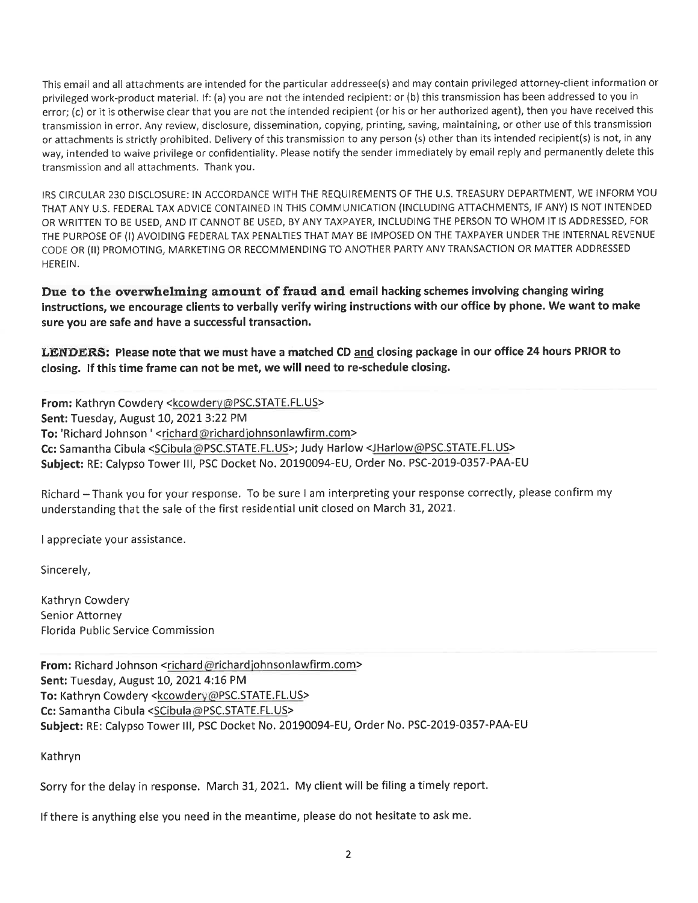This email and all attachments are intended for the particular addressee(s) and may contain privileged attorney-client information or privileged work-product material. If: (a) you are not the intended recipient: or (b) this transmission has been addressed to you in error; (c) or it is otherwise clear that you are not the intended recipient (or his or her authorized agent), then you have received this transmission in error. Any review, disclosure, dissemination, copying, printing, saving, maintaining, or other use of this transmission or attachments is strictly prohibited. Delivery of this transmission to any person (s) other than its intended recipient(s) is not, in any way, intended to waive privilege or confidentiality. Please notify the sender immediately by email reply and permanently delete this transmission and all attachments. Thank you.

IRS CIRCULAR 230 DISCLOSURE: IN ACCORDANCE WITH THE REQUIREMENTS OF THE U.S. TREASURY DEPARTMENT, WE INFORM YOU THAT ANY U.S. FEDERAL TAX ADVICE CONTAINED IN THIS COMMUNICATION (INCLUDING ATTACHMENTS, IF ANY) IS NOT INTENDED OR WRITTEN TO BE USED, AND IT CANNOT BE USED, BY ANY TAXPAYER, INCLUDING THE PERSON TO WHOM IT IS ADDRESSED, FOR THE PURPOSE OF (I) AVOIDING FEDERAL TAX PENALTIES THAT MAY BE IMPOSED ON THE TAXPAYER UNDER THE INTERNAL REVENUE CODE OR (II) PROMOTING, MARKETING OR RECOMMENDING TO ANOTHER PARTY ANY TRANSACTION OR MATTER ADDRESSED HEREIN.

**Due to the overwhelming amount of fraud and email hacking schemes involving changing wiring instructions, we encourage clients to verbally verify wiring instructions with our office by phone. We want to make sure you are safe and have a successful transaction.**

**LENDERS: Please note that we must have a matched CD and closing package in our office 24 hours PRIOR to closing. If this time frame can not be met, we will need to re-schedule closing.**

**From:** Kathryn Cowdery <kcowdery@PSC.STATE.FL.US>
**Sent:** Tuesday, August 10, 2021 3:22 PM
**To:** 'Richard Johnson ' <richard@richardjohnsonlawfirm.com>
**Cc:** Samantha Cibula <SCibula@PSC.STATE.FL.US>; Judy Harlow <JHarlow@PSC.STATE.FL.US>
**Subject:** RE: Calypso Tower III, PSC Docket No. 20190094-EU, Order No. PSC-2019-0357-PAA-EU

Richard – Thank you for your response. To be sure I am interpreting your response correctly, please confirm my understanding that the sale of the first residential unit closed on March 31, 2021.

I appreciate your assistance.

Sincerely,

Kathryn Cowdery
Senior Attorney
Florida Public Service Commission

**From:** Richard Johnson <richard@richardjohnsonlawfirm.com>
**Sent:** Tuesday, August 10, 2021 4:16 PM
**To:** Kathryn Cowdery <kcowdery@PSC.STATE.FL.US>
**Cc:** Samantha Cibula <SCibula@PSC.STATE.FL.US>
**Subject:** RE: Calypso Tower III, PSC Docket No. 20190094-EU, Order No. PSC-2019-0357-PAA-EU

Kathryn

Sorry for the delay in response. March 31, 2021. My client will be filing a timely report.

If there is anything else you need in the meantime, please do not hesitate to ask me.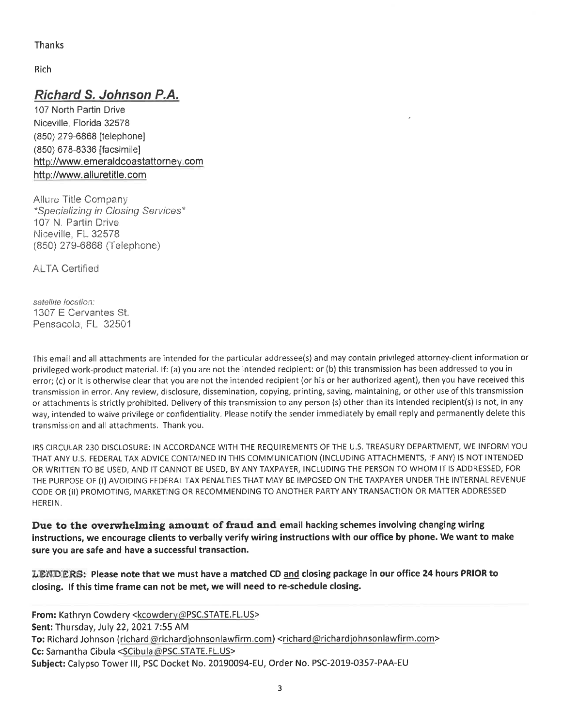Thanks

Rich

## ***Richard S. Johnson P.A.***

107 North Partin Drive
Niceville, Florida 32578
(850) 279-6868 [telephone]
(850) 678-8336 [facsimile]
http://www.emeraldcoastattorney.com
http://www.alluretitle.com

Allure Title Company
*\*Specializing in Closing Services\**
107 N. Partin Drive
Niceville, FL 32578
(850) 279-6868 (Telephone)

ALTA Certified

*satellite location:*
1307 E Cervantes St.
Pensacola, FL 32501

This email and all attachments are intended for the particular addressee(s) and may contain privileged attorney-client information or privileged work-product material. If: (a) you are not the intended recipient: or (b) this transmission has been addressed to you in error; (c) or it is otherwise clear that you are not the intended recipient (or his or her authorized agent), then you have received this transmission in error. Any review, disclosure, dissemination, copying, printing, saving, maintaining, or other use of this transmission or attachments is strictly prohibited. Delivery of this transmission to any person (s) other than its intended recipient(s) is not, in any way, intended to waive privilege or confidentiality. Please notify the sender immediately by email reply and permanently delete this transmission and all attachments. Thank you.

IRS CIRCULAR 230 DISCLOSURE: IN ACCORDANCE WITH THE REQUIREMENTS OF THE U.S. TREASURY DEPARTMENT, WE INFORM YOU THAT ANY U.S. FEDERAL TAX ADVICE CONTAINED IN THIS COMMUNICATION (INCLUDING ATTACHMENTS, IF ANY) IS NOT INTENDED OR WRITTEN TO BE USED, AND IT CANNOT BE USED, BY ANY TAXPAYER, INCLUDING THE PERSON TO WHOM IT IS ADDRESSED, FOR THE PURPOSE OF (I) AVOIDING FEDERAL TAX PENALTIES THAT MAY BE IMPOSED ON THE TAXPAYER UNDER THE INTERNAL REVENUE CODE OR (II) PROMOTING, MARKETING OR RECOMMENDING TO ANOTHER PARTY ANY TRANSACTION OR MATTER ADDRESSED HEREIN.

**Due to the overwhelming amount of fraud and email hacking schemes involving changing wiring instructions, we encourage clients to verbally verify wiring instructions with our office by phone. We want to make sure you are safe and have a successful transaction.**

**LENDERS: Please note that we must have a matched CD and closing package in our office 24 hours PRIOR to closing. If this time frame can not be met, we will need to re-schedule closing.**

**From:** Kathryn Cowdery <kcowdery@PSC.STATE.FL.US>
**Sent:** Thursday, July 22, 2021 7:55 AM
**To:** Richard Johnson (richard@richardjohnsonlawfirm.com) <richard@richardjohnsonlawfirm.com>
**Cc:** Samantha Cibula <SCibula@PSC.STATE.FL.US>
**Subject:** Calypso Tower III, PSC Docket No. 20190094-EU, Order No. PSC-2019-0357-PAA-EU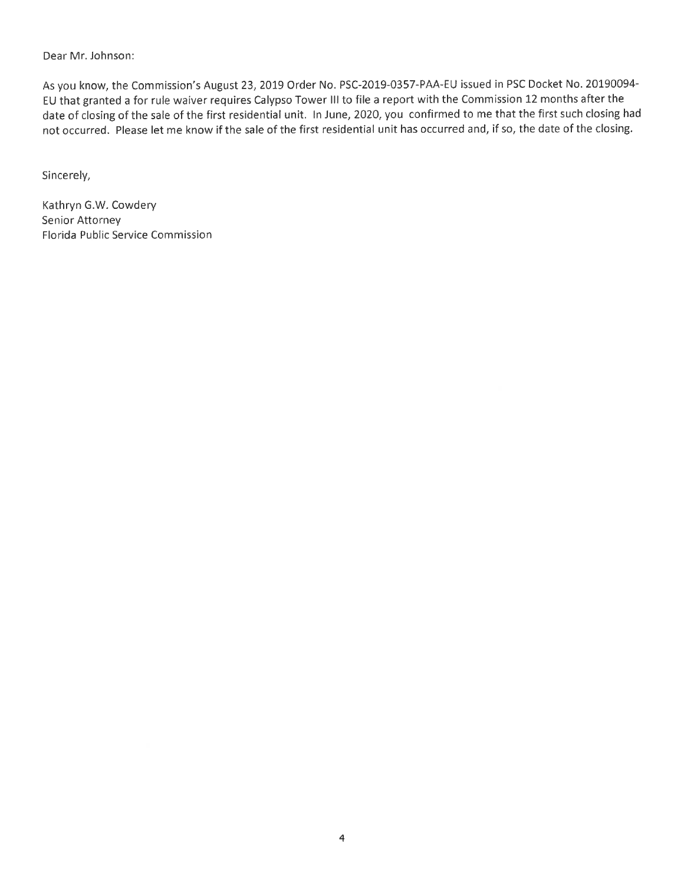Dear Mr. Johnson:

As you know, the Commission's August 23, 2019 Order No. PSC-2019-0357-PAA-EU issued in PSC Docket No. 20190094-EU that granted a for rule waiver requires Calypso Tower III to file a report with the Commission 12 months after the date of closing of the sale of the first residential unit. In June, 2020, you confirmed to me that the first such closing had not occurred. Please let me know if the sale of the first residential unit has occurred and, if so, the date of the closing.

Sincerely,

Kathryn G.W. Cowdery
Senior Attorney
Florida Public Service Commission